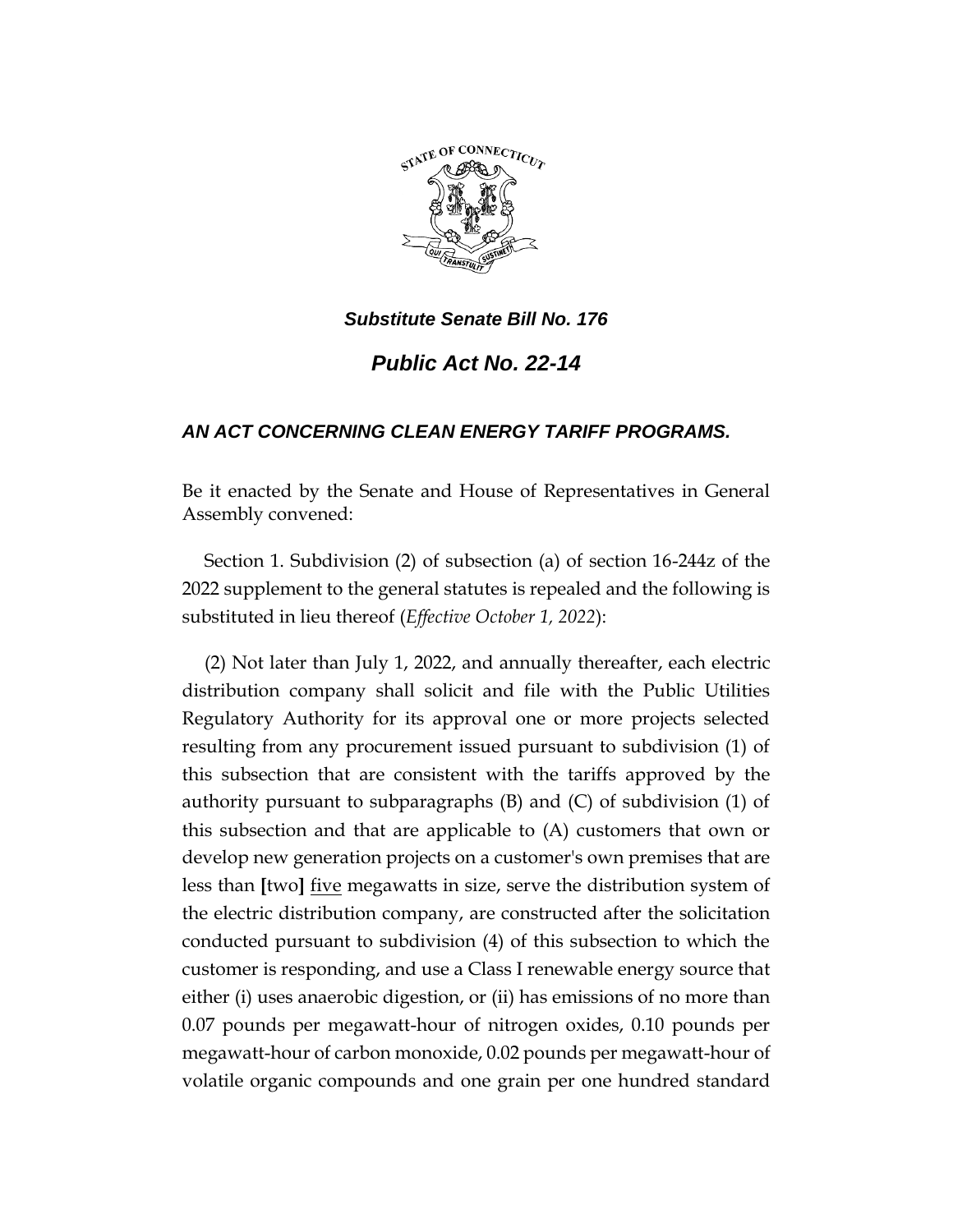***Substitute Senate Bill No. 176***

***Public Act No. 22-14***

***AN ACT CONCERNING CLEAN ENERGY TARIFF PROGRAMS.***

Be it enacted by the Senate and House of Representatives in General Assembly convened:

Section 1. Subdivision (2) of subsection (a) of section 16-244z of the 2022 supplement to the general statutes is repealed and the following is substituted in lieu thereof (*Effective October 1, 2022*):

(2) Not later than July 1, 2022, and annually thereafter, each electric distribution company shall solicit and file with the Public Utilities Regulatory Authority for its approval one or more projects selected resulting from any procurement issued pursuant to subdivision (1) of this subsection that are consistent with the tariffs approved by the authority pursuant to subparagraphs (B) and (C) of subdivision (1) of this subsection and that are applicable to (A) customers that own or develop new generation projects on a customer's own premises that are less than **[**two**]** <u>five</u> megawatts in size, serve the distribution system of the electric distribution company, are constructed after the solicitation conducted pursuant to subdivision (4) of this subsection to which the customer is responding, and use a Class I renewable energy source that either (i) uses anaerobic digestion, or (ii) has emissions of no more than 0.07 pounds per megawatt-hour of nitrogen oxides, 0.10 pounds per megawatt-hour of carbon monoxide, 0.02 pounds per megawatt-hour of volatile organic compounds and one grain per one hundred standard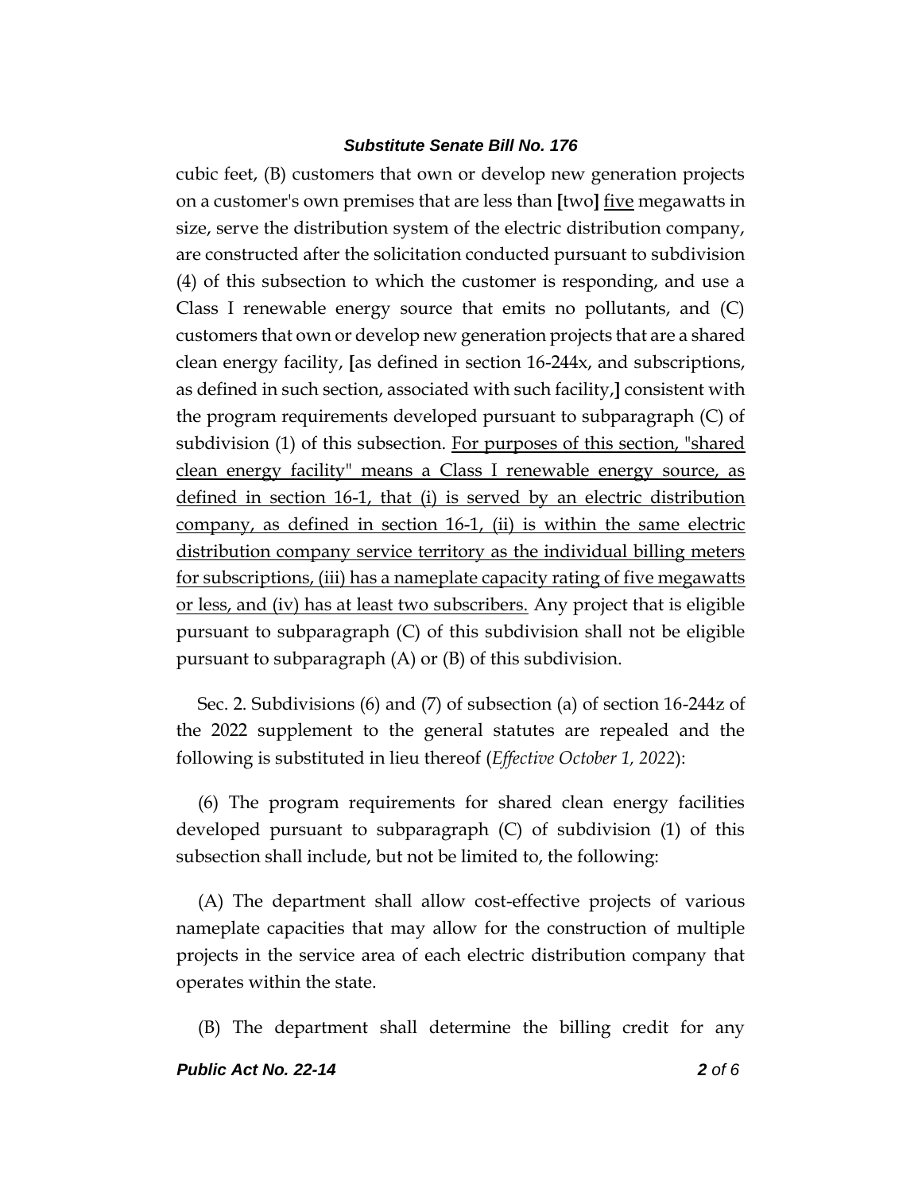cubic feet, (B) customers that own or develop new generation projects on a customer's own premises that are less than **[**two**]** <u>five</u> megawatts in size, serve the distribution system of the electric distribution company, are constructed after the solicitation conducted pursuant to subdivision (4) of this subsection to which the customer is responding, and use a Class I renewable energy source that emits no pollutants, and (C) customers that own or develop new generation projects that are a shared clean energy facility, **[**as defined in section 16-244x, and subscriptions, as defined in such section, associated with such facility,**]** consistent with the program requirements developed pursuant to subparagraph (C) of subdivision (1) of this subsection. <u>For purposes of this section, "shared clean energy facility" means a Class I renewable energy source, as defined in section 16-1, that (i) is served by an electric distribution company, as defined in section 16-1, (ii) is within the same electric distribution company service territory as the individual billing meters for subscriptions, (iii) has a nameplate capacity rating of five megawatts or less, and (iv) has at least two subscribers.</u> Any project that is eligible pursuant to subparagraph (C) of this subdivision shall not be eligible pursuant to subparagraph (A) or (B) of this subdivision.

Sec. 2. Subdivisions (6) and (7) of subsection (a) of section 16-244z of the 2022 supplement to the general statutes are repealed and the following is substituted in lieu thereof (*Effective October 1, 2022*):

(6) The program requirements for shared clean energy facilities developed pursuant to subparagraph (C) of subdivision (1) of this subsection shall include, but not be limited to, the following:

(A) The department shall allow cost-effective projects of various nameplate capacities that may allow for the construction of multiple projects in the service area of each electric distribution company that operates within the state.

(B) The department shall determine the billing credit for any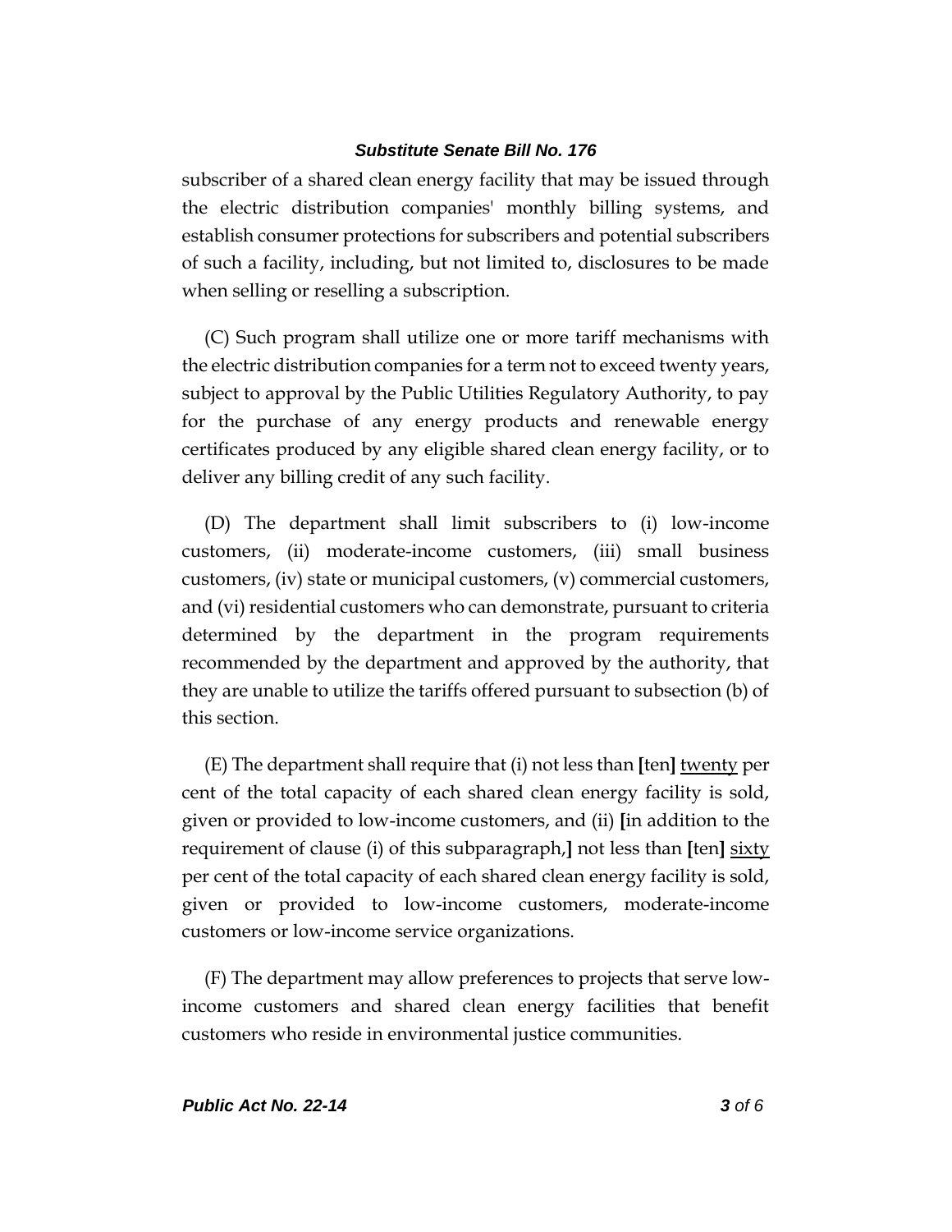subscriber of a shared clean energy facility that may be issued through the electric distribution companies' monthly billing systems, and establish consumer protections for subscribers and potential subscribers of such a facility, including, but not limited to, disclosures to be made when selling or reselling a subscription.

(C) Such program shall utilize one or more tariff mechanisms with the electric distribution companies for a term not to exceed twenty years, subject to approval by the Public Utilities Regulatory Authority, to pay for the purchase of any energy products and renewable energy certificates produced by any eligible shared clean energy facility, or to deliver any billing credit of any such facility.

(D) The department shall limit subscribers to (i) low-income customers, (ii) moderate-income customers, (iii) small business customers, (iv) state or municipal customers, (v) commercial customers, and (vi) residential customers who can demonstrate, pursuant to criteria determined by the department in the program requirements recommended by the department and approved by the authority, that they are unable to utilize the tariffs offered pursuant to subsection (b) of this section.

(E) The department shall require that (i) not less than **[**ten**]** <u>twenty</u> per cent of the total capacity of each shared clean energy facility is sold, given or provided to low-income customers, and (ii) **[**in addition to the requirement of clause (i) of this subparagraph,**]** not less than **[**ten**]** <u>sixty</u> per cent of the total capacity of each shared clean energy facility is sold, given or provided to low-income customers, moderate-income customers or low-income service organizations.

(F) The department may allow preferences to projects that serve low-income customers and shared clean energy facilities that benefit customers who reside in environmental justice communities.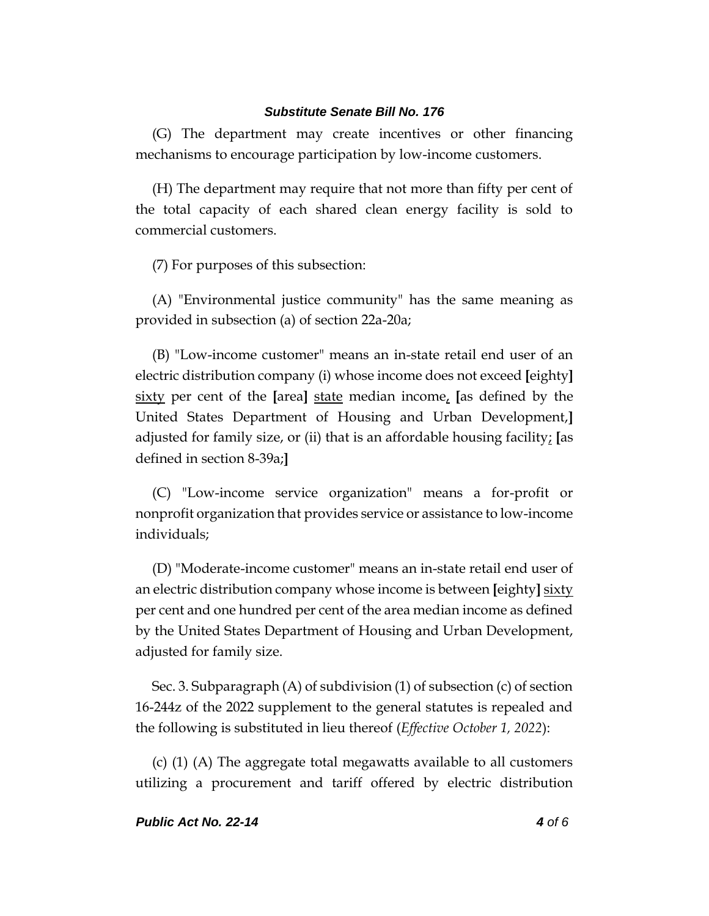(G) The department may create incentives or other financing mechanisms to encourage participation by low-income customers.

(H) The department may require that not more than fifty per cent of the total capacity of each shared clean energy facility is sold to commercial customers.

(7) For purposes of this subsection:

(A) "Environmental justice community" has the same meaning as provided in subsection (a) of section 22a-20a;

(B) "Low-income customer" means an in-state retail end user of an electric distribution company (i) whose income does not exceed [eighty] sixty per cent of the [area] state median income, [as defined by the United States Department of Housing and Urban Development,] adjusted for family size, or (ii) that is an affordable housing facility; [as defined in section 8-39a;]

(C) "Low-income service organization" means a for-profit or nonprofit organization that provides service or assistance to low-income individuals;

(D) "Moderate-income customer" means an in-state retail end user of an electric distribution company whose income is between [eighty] sixty per cent and one hundred per cent of the area median income as defined by the United States Department of Housing and Urban Development, adjusted for family size.

Sec. 3. Subparagraph (A) of subdivision (1) of subsection (c) of section 16-244z of the 2022 supplement to the general statutes is repealed and the following is substituted in lieu thereof (*Effective October 1, 2022*):

(c) (1) (A) The aggregate total megawatts available to all customers utilizing a procurement and tariff offered by electric distribution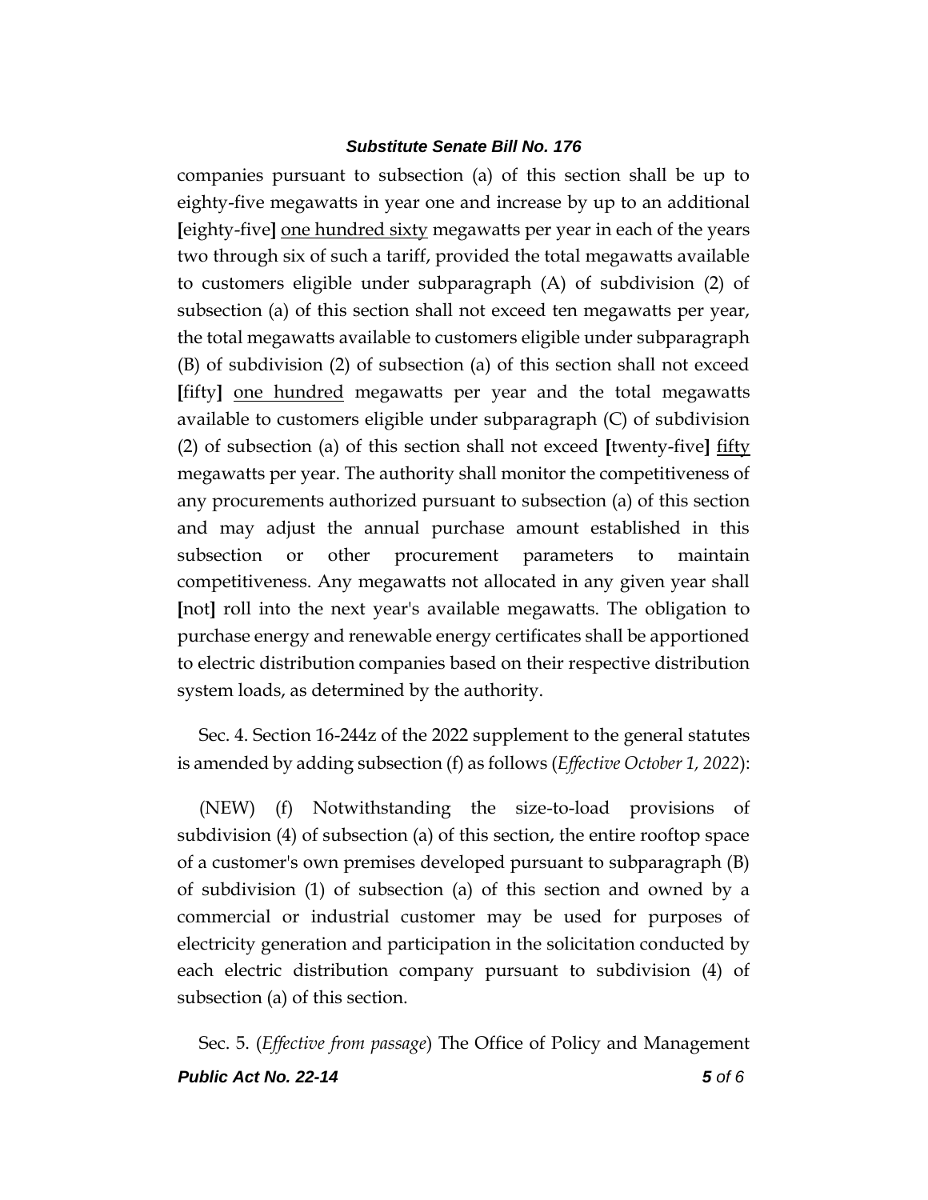companies pursuant to subsection (a) of this section shall be up to eighty-five megawatts in year one and increase by up to an additional [eighty-five] <u>one hundred sixty</u> megawatts per year in each of the years two through six of such a tariff, provided the total megawatts available to customers eligible under subparagraph (A) of subdivision (2) of subsection (a) of this section shall not exceed ten megawatts per year, the total megawatts available to customers eligible under subparagraph (B) of subdivision (2) of subsection (a) of this section shall not exceed [fifty] <u>one hundred</u> megawatts per year and the total megawatts available to customers eligible under subparagraph (C) of subdivision (2) of subsection (a) of this section shall not exceed [twenty-five] <u>fifty</u> megawatts per year. The authority shall monitor the competitiveness of any procurements authorized pursuant to subsection (a) of this section and may adjust the annual purchase amount established in this subsection or other procurement parameters to maintain competitiveness. Any megawatts not allocated in any given year shall [not] roll into the next year's available megawatts. The obligation to purchase energy and renewable energy certificates shall be apportioned to electric distribution companies based on their respective distribution system loads, as determined by the authority.

Sec. 4. Section 16-244z of the 2022 supplement to the general statutes is amended by adding subsection (f) as follows (*Effective October 1, 2022*):

(NEW) (f) Notwithstanding the size-to-load provisions of subdivision (4) of subsection (a) of this section, the entire rooftop space of a customer's own premises developed pursuant to subparagraph (B) of subdivision (1) of subsection (a) of this section and owned by a commercial or industrial customer may be used for purposes of electricity generation and participation in the solicitation conducted by each electric distribution company pursuant to subdivision (4) of subsection (a) of this section.

Sec. 5. (*Effective from passage*) The Office of Policy and Management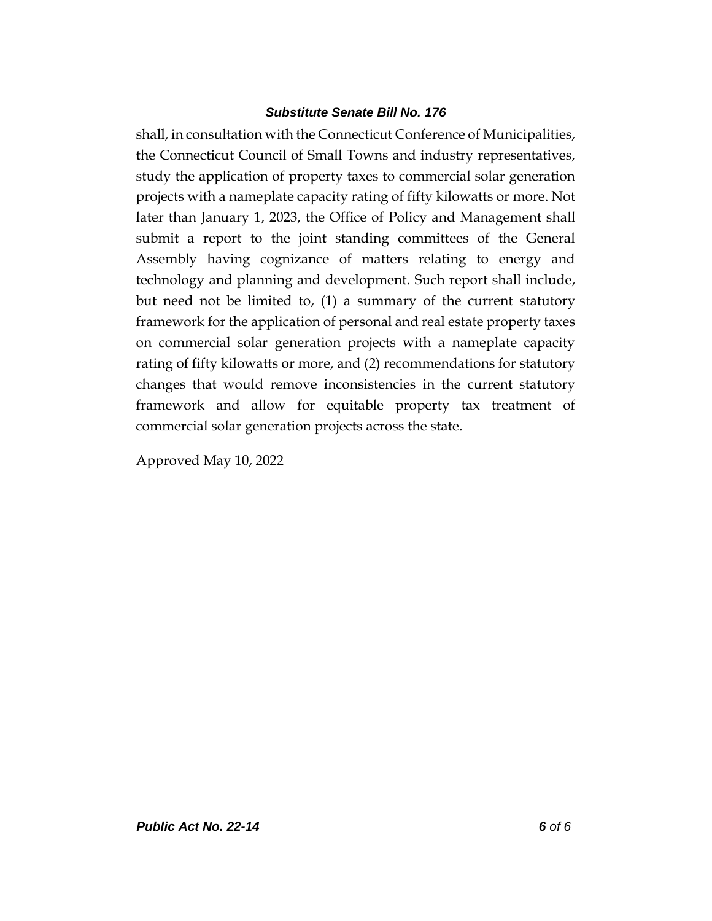shall, in consultation with the Connecticut Conference of Municipalities, the Connecticut Council of Small Towns and industry representatives, study the application of property taxes to commercial solar generation projects with a nameplate capacity rating of fifty kilowatts or more. Not later than January 1, 2023, the Office of Policy and Management shall submit a report to the joint standing committees of the General Assembly having cognizance of matters relating to energy and technology and planning and development. Such report shall include, but need not be limited to, (1) a summary of the current statutory framework for the application of personal and real estate property taxes on commercial solar generation projects with a nameplate capacity rating of fifty kilowatts or more, and (2) recommendations for statutory changes that would remove inconsistencies in the current statutory framework and allow for equitable property tax treatment of commercial solar generation projects across the state.

Approved May 10, 2022